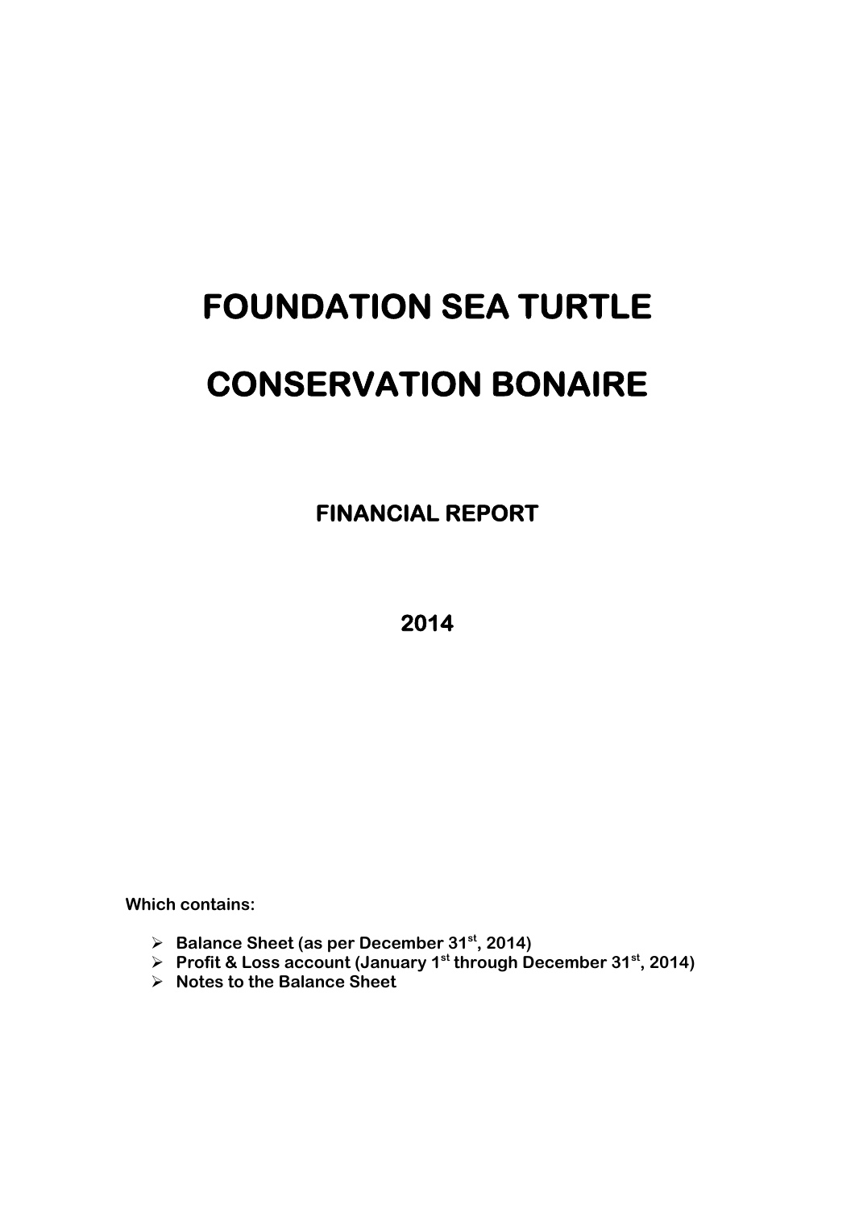# FOUNDATION SEA TURTLE

# CONSERVATION BONAIRE

## FINANCIAL REPORT

## 2014

**Which contains:**

- **Balance Sheet (as per December 31st, 2014)**
- **Profit & Loss account (January 1st through December 31st, 2014)**
- **Notes to the Balance Sheet**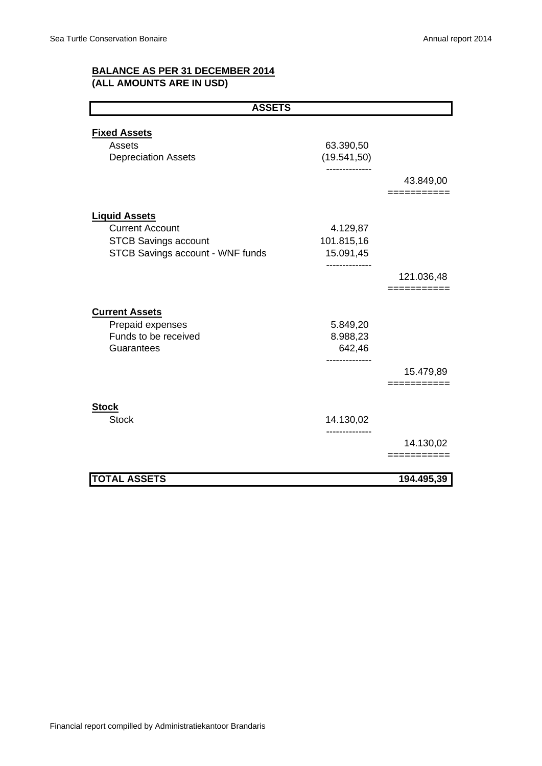## BALANCE AS PER 31 DECEMBER 2014
**(ALL AMOUNTS ARE IN USD)**

| ASSETS | | |
|---|---|---|
| **Fixed Assets** | | |
| Assets | 63.390,50 | |
| Depreciation Assets | (19.541,50) | |
| | | 43.849,00 |
| **Liquid Assets** | | |
| Current Account | 4.129,87 | |
| STCB Savings account | 101.815,16 | |
| STCB Savings account - WNF funds | 15.091,45 | |
| | | 121.036,48 |
| **Current Assets** | | |
| Prepaid expenses | 5.849,20 | |
| Funds to be received | 8.988,23 | |
| Guarantees | 642,46 | |
| | | 15.479,89 |
| **Stock** | | |
| Stock | 14.130,02 | |
| | | 14.130,02 |
| **TOTAL ASSETS** | | **194.495,39** |

Financial report compilled by Administratiekantoor Brandaris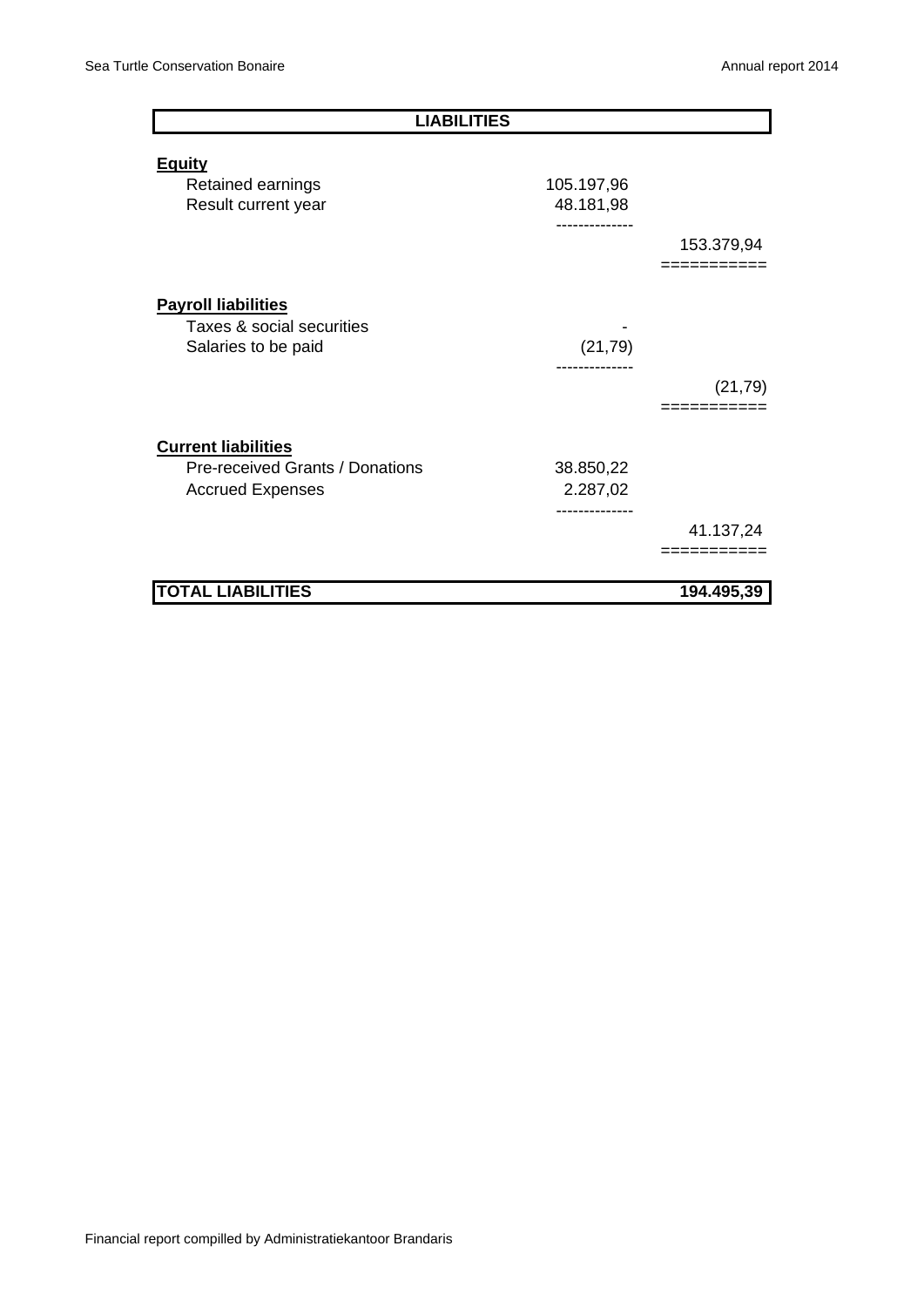| LIABILITIES | | |
|---|---|---|
| **Equity** | | |
| Retained earnings | 105.197,96 | |
| Result current year | 48.181,98 | |
| | | 153.379,94 |
| **Payroll liabilities** | | |
| Taxes & social securities | - | |
| Salaries to be paid | (21,79) | |
| | | (21,79) |
| **Current liabilities** | | |
| Pre-received Grants / Donations | 38.850,22 | |
| Accrued Expenses | 2.287,02 | |
| | | 41.137,24 |
| **TOTAL LIABILITIES** | | **194.495,39** |

Financial report compilled by Administratiekantoor Brandaris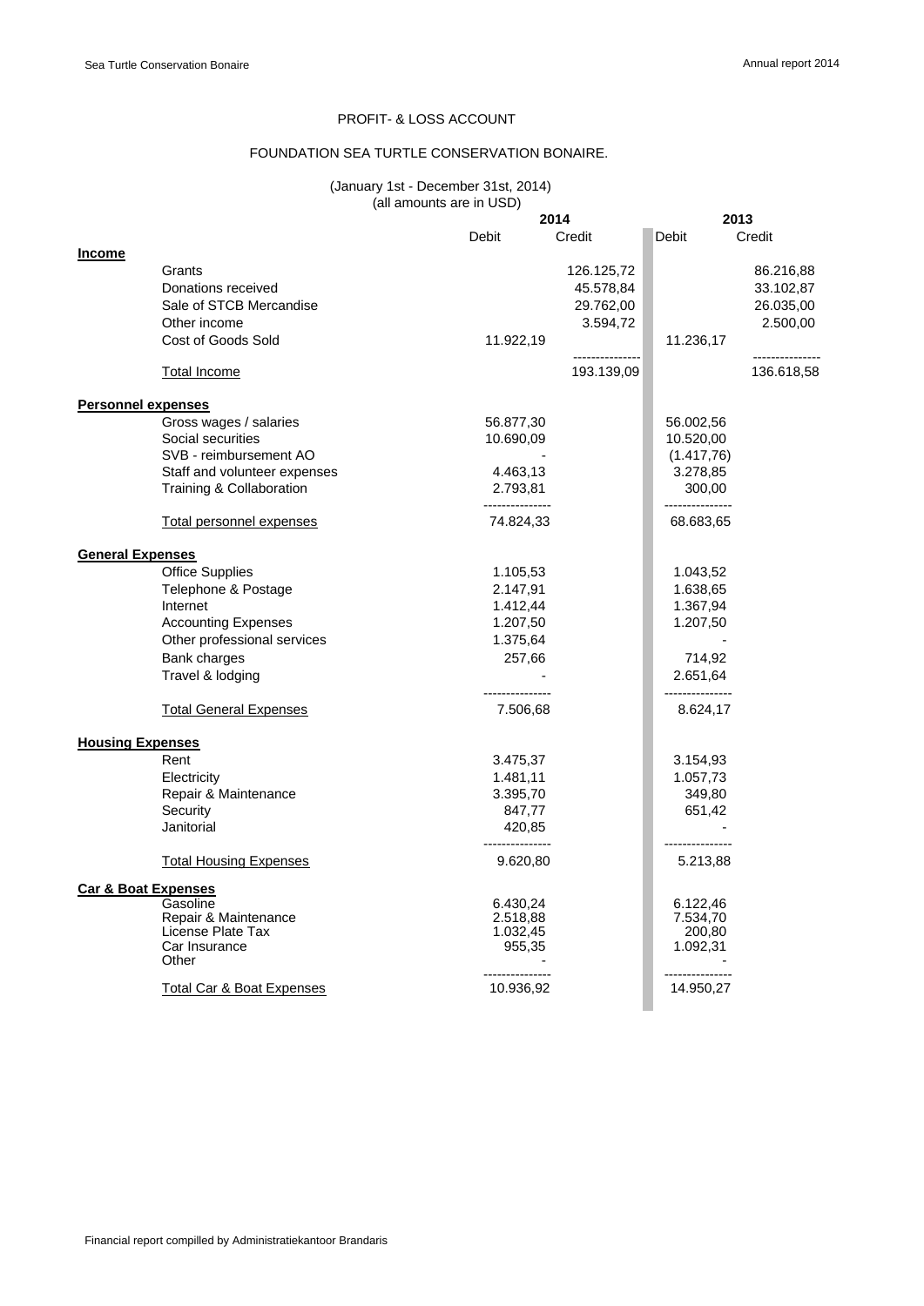PROFIT- & LOSS ACCOUNT

FOUNDATION SEA TURTLE CONSERVATION BONAIRE.

(January 1st - December 31st, 2014)
(all amounts are in USD)

| | 2014 | | 2013 | |
|---|---|---|---|---|
| | Debit | Credit | Debit | Credit |
| **Income** | | | | |
| Grants | | 126.125,72 | | 86.216,88 |
| Donations received | | 45.578,84 | | 33.102,87 |
| Sale of STCB Mercandise | | 29.762,00 | | 26.035,00 |
| Other income | | 3.594,72 | | 2.500,00 |
| Cost of Goods Sold | 11.922,19 | | 11.236,17 | |
| Total Income | | 193.139,09 | | 136.618,58 |
| **Personnel expenses** | | | | |
| Gross wages / salaries | 56.877,30 | | 56.002,56 | |
| Social securities | 10.690,09 | | 10.520,00 | |
| SVB - reimbursement AO | - | | (1.417,76) | |
| Staff and volunteer expenses | 4.463,13 | | 3.278,85 | |
| Training & Collaboration | 2.793,81 | | 300,00 | |
| Total personnel expenses | 74.824,33 | | 68.683,65 | |
| **General Expenses** | | | | |
| Office Supplies | 1.105,53 | | 1.043,52 | |
| Telephone & Postage | 2.147,91 | | 1.638,65 | |
| Internet | 1.412,44 | | 1.367,94 | |
| Accounting Expenses | 1.207,50 | | 1.207,50 | |
| Other professional services | 1.375,64 | | - | |
| Bank charges | 257,66 | | 714,92 | |
| Travel & lodging | - | | 2.651,64 | |
| Total General Expenses | 7.506,68 | | 8.624,17 | |
| **Housing Expenses** | | | | |
| Rent | 3.475,37 | | 3.154,93 | |
| Electricity | 1.481,11 | | 1.057,73 | |
| Repair & Maintenance | 3.395,70 | | 349,80 | |
| Security | 847,77 | | 651,42 | |
| Janitorial | 420,85 | | - | |
| Total Housing Expenses | 9.620,80 | | 5.213,88 | |
| **Car & Boat Expenses** | | | | |
| Gasoline | 6.430,24 | | 6.122,46 | |
| Repair & Maintenance | 2.518,88 | | 7.534,70 | |
| License Plate Tax | 1.032,45 | | 200,80 | |
| Car Insurance | 955,35 | | 1.092,31 | |
| Other | - | | - | |
| Total Car & Boat Expenses | 10.936,92 | | 14.950,27 | |

Financial report compilled by Administratiekantoor Brandaris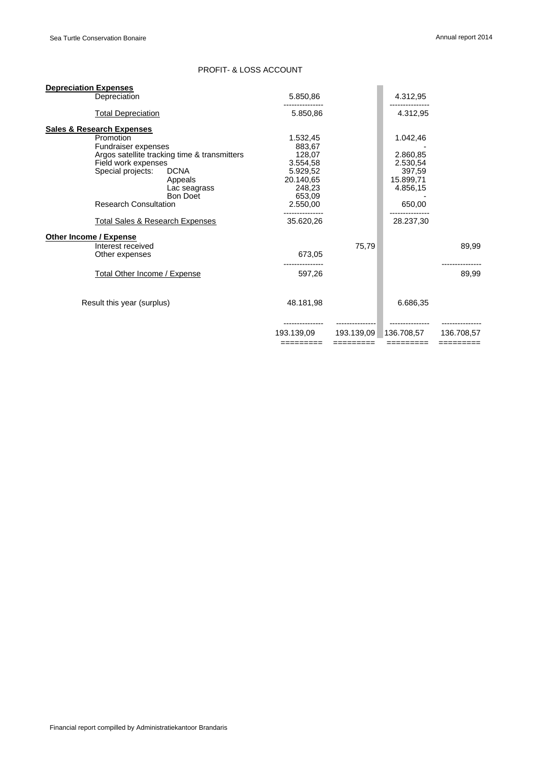# PROFIT- & LOSS ACCOUNT

| | | | | |
|---|---|---|---|---|
| **Depreciation Expenses** | | | | |
| Depreciation | 5.850,86 | | 4.312,95 | |
| Total Depreciation | 5.850,86 | | 4.312,95 | |
| **Sales & Research Expenses** | | | | |
| Promotion | 1.532,45 | | 1.042,46 | |
| Fundraiser expenses | 883,67 | | - | |
| Argos satellite tracking time & transmitters | 128,07 | | 2.860,85 | |
| Field work expenses | 3.554,58 | | 2.530,54 | |
| Special projects: DCNA | 5.929,52 | | 397,59 | |
| Appeals | 20.140,65 | | 15.899,71 | |
| Lac seagrass | 248,23 | | 4.856,15 | |
| Bon Doet | 653,09 | | - | |
| Research Consultation | 2.550,00 | | 650,00 | |
| Total Sales & Research Expenses | 35.620,26 | | 28.237,30 | |
| **Other Income / Expense** | | | | |
| Interest received | | 75,79 | | 89,99 |
| Other expenses | 673,05 | | | |
| Total Other Income / Expense | 597,26 | | | 89,99 |
| Result this year (surplus) | 48.181,98 | | 6.686,35 | |
| | 193.139,09 | 193.139,09 | 136.708,57 | 136.708,57 |

Financial report compilled by Administratiekantoor Brandaris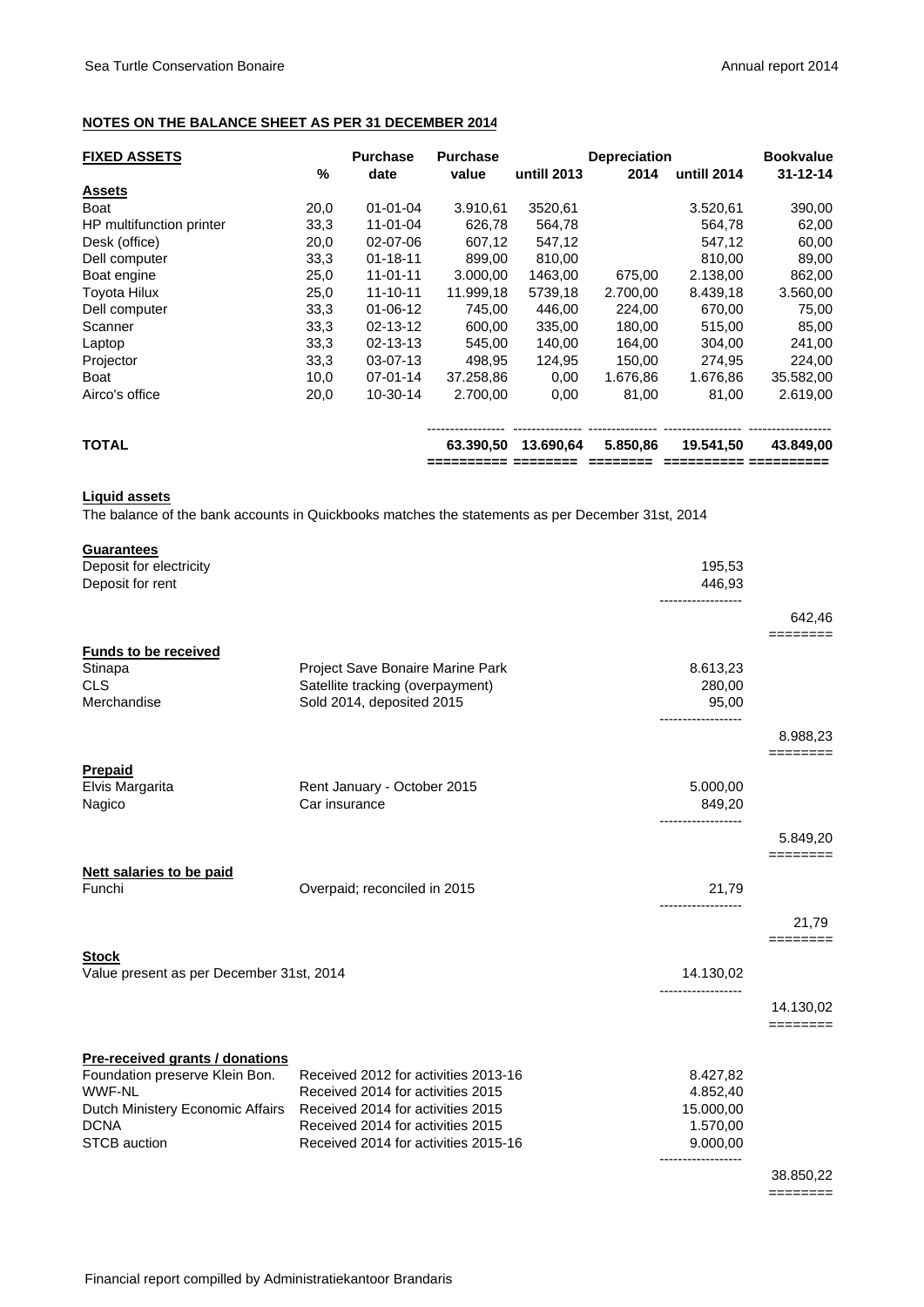**NOTES ON THE BALANCE SHEET AS PER 31 DECEMBER 2014**

| **FIXED ASSETS** | **%** | **Purchase date** | **Purchase value** | **untill 2013** | **Depreciation 2014** | **untill 2014** | **Bookvalue 31-12-14** |
|---|---|---|---|---|---|---|---|
| **Assets** | | | | | | | |
| Boat | 20,0 | 01-01-04 | 3.910,61 | 3520,61 | | 3.520,61 | 390,00 |
| HP multifunction printer | 33,3 | 11-01-04 | 626,78 | 564,78 | | 564,78 | 62,00 |
| Desk (office) | 20,0 | 02-07-06 | 607,12 | 547,12 | | 547,12 | 60,00 |
| Dell computer | 33,3 | 01-18-11 | 899,00 | 810,00 | | 810,00 | 89,00 |
| Boat engine | 25,0 | 11-01-11 | 3.000,00 | 1463,00 | 675,00 | 2.138,00 | 862,00 |
| Toyota Hilux | 25,0 | 11-10-11 | 11.999,18 | 5739,18 | 2.700,00 | 8.439,18 | 3.560,00 |
| Dell computer | 33,3 | 01-06-12 | 745,00 | 446,00 | 224,00 | 670,00 | 75,00 |
| Scanner | 33,3 | 02-13-12 | 600,00 | 335,00 | 180,00 | 515,00 | 85,00 |
| Laptop | 33,3 | 02-13-13 | 545,00 | 140,00 | 164,00 | 304,00 | 241,00 |
| Projector | 33,3 | 03-07-13 | 498,95 | 124,95 | 150,00 | 274,95 | 224,00 |
| Boat | 10,0 | 07-01-14 | 37.258,86 | 0,00 | 1.676,86 | 1.676,86 | 35.582,00 |
| Airco's office | 20,0 | 10-30-14 | 2.700,00 | 0,00 | 81,00 | 81,00 | 2.619,00 |
| **TOTAL** | | | **63.390,50** | **13.690,64** | **5.850,86** | **19.541,50** | **43.849,00** |

**Liquid assets**

The balance of the bank accounts in Quickbooks matches the statements as per December 31st, 2014

**Guarantees**

| | | | |
|---|---|---|---|
| Deposit for electricity | | 195,53 | |
| Deposit for rent | | 446,93 | |
| | | | 642,46 |

**Funds to be received**

| | | | |
|---|---|---|---|
| Stinapa | Project Save Bonaire Marine Park | 8.613,23 | |
| CLS | Satellite tracking (overpayment) | 280,00 | |
| Merchandise | Sold 2014, deposited 2015 | 95,00 | |
| | | | 8.988,23 |

**Prepaid**

| | | | |
|---|---|---|---|
| Elvis Margarita | Rent January - October 2015 | 5.000,00 | |
| Nagico | Car insurance | 849,20 | |
| | | | 5.849,20 |

**Nett salaries to be paid**

| | | | |
|---|---|---|---|
| Funchi | Overpaid; reconciled in 2015 | 21,79 | |
| | | | 21,79 |

**Stock**

| | | | |
|---|---|---|---|
| Value present as per December 31st, 2014 | | 14.130,02 | |
| | | | 14.130,02 |

**Pre-received grants / donations**

| | | | |
|---|---|---|---|
| Foundation preserve Klein Bon. | Received 2012 for activities 2013-16 | 8.427,82 | |
| WWF-NL | Received 2014 for activities 2015 | 4.852,40 | |
| Dutch Ministery Economic Affairs | Received 2014 for activities 2015 | 15.000,00 | |
| DCNA | Received 2014 for activities 2015 | 1.570,00 | |
| STCB auction | Received 2014 for activities 2015-16 | 9.000,00 | |
| | | | 38.850,22 |

Financial report compilled by Administratiekantoor Brandaris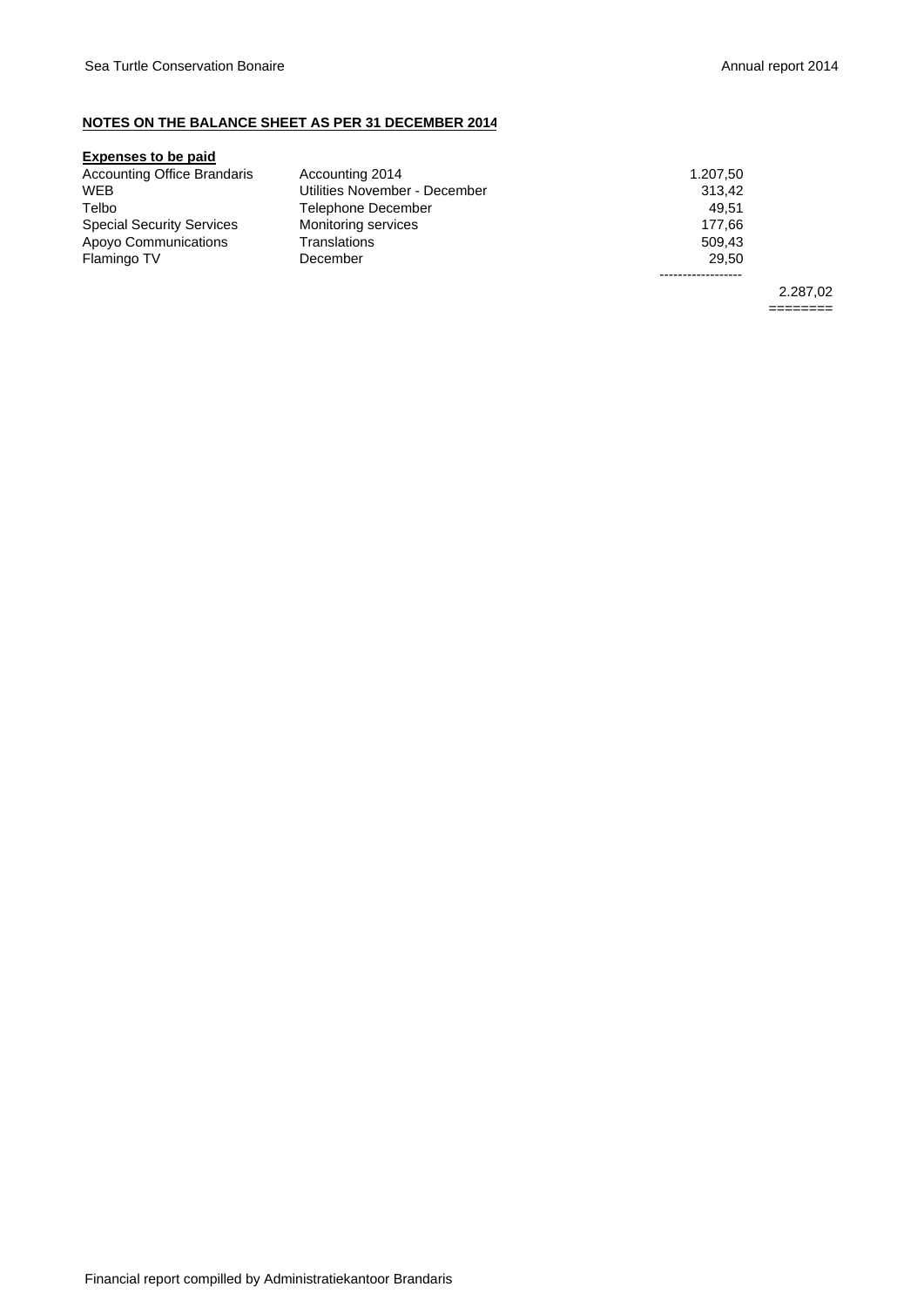## NOTES ON THE BALANCE SHEET AS PER 31 DECEMBER 2014

**Expenses to be paid**

| | | | |
|---|---|---|---|
| Accounting Office Brandaris | Accounting 2014 | 1.207,50 | |
| WEB | Utilities November - December | 313,42 | |
| Telbo | Telephone December | 49,51 | |
| Special Security Services | Monitoring services | 177,66 | |
| Apoyo Communications | Translations | 509,43 | |
| Flamingo TV | December | 29,50 | |
| | | ------------------ | |
| | | | 2.287,02 |
| | | | ======== |

Financial report compilled by Administratiekantoor Brandaris